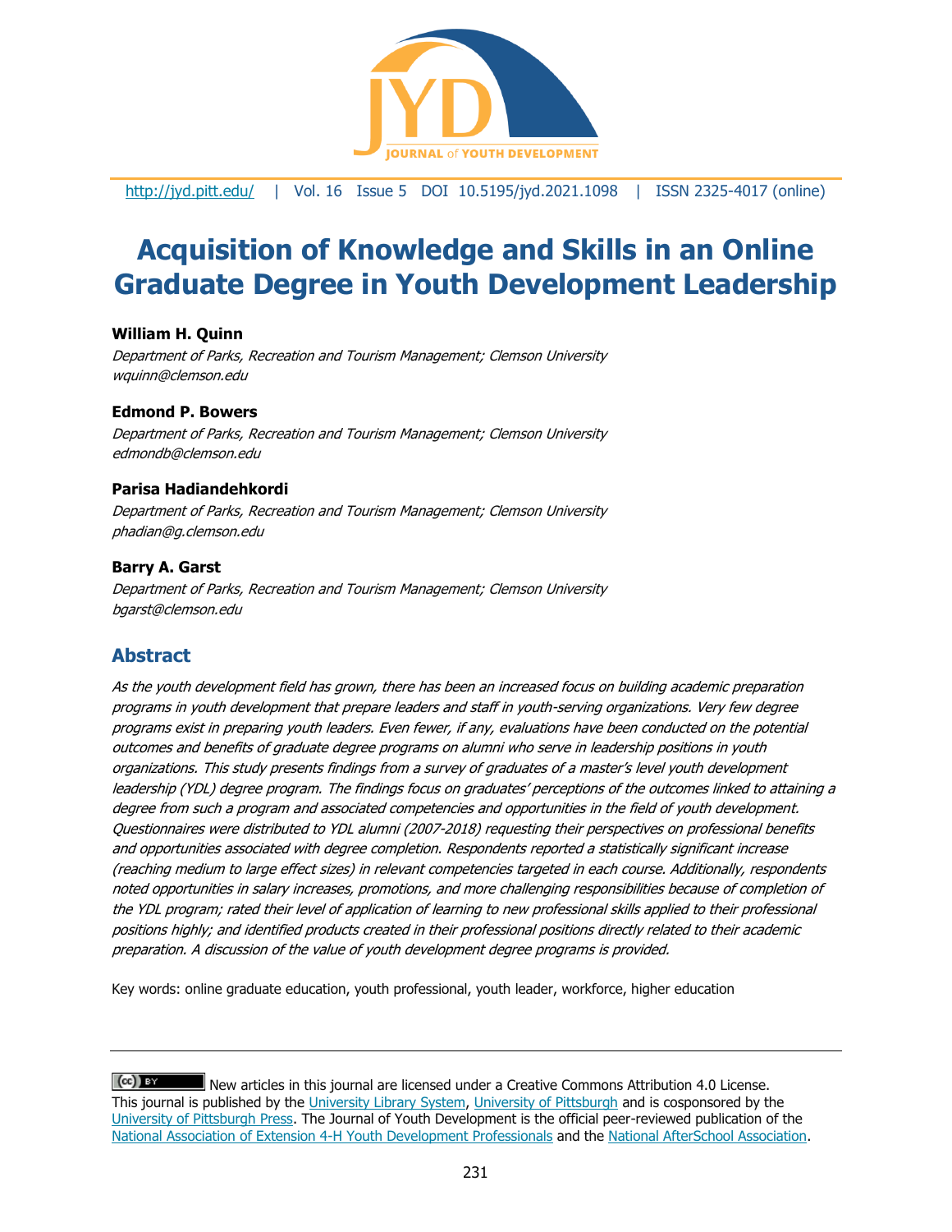http://jyd.pitt.edu/ | Vol. 16 Issue 5 DOI 10.5195/jyd.2021.1098 | ISSN 2325-4017 (online)

# Acquisition of Knowledge and Skills in an Online Graduate Degree in Youth Development Leadership

**William H. Quinn**
*Department of Parks, Recreation and Tourism Management; Clemson University*
*wquinn@clemson.edu*

**Edmond P. Bowers**
*Department of Parks, Recreation and Tourism Management; Clemson University*
*edmondb@clemson.edu*

**Parisa Hadiandehkordi**
*Department of Parks, Recreation and Tourism Management; Clemson University*
*phadian@g.clemson.edu*

**Barry A. Garst**
*Department of Parks, Recreation and Tourism Management; Clemson University*
*bgarst@clemson.edu*

## Abstract

*As the youth development field has grown, there has been an increased focus on building academic preparation programs in youth development that prepare leaders and staff in youth-serving organizations. Very few degree programs exist in preparing youth leaders. Even fewer, if any, evaluations have been conducted on the potential outcomes and benefits of graduate degree programs on alumni who serve in leadership positions in youth organizations. This study presents findings from a survey of graduates of a master's level youth development leadership (YDL) degree program. The findings focus on graduates' perceptions of the outcomes linked to attaining a degree from such a program and associated competencies and opportunities in the field of youth development. Questionnaires were distributed to YDL alumni (2007-2018) requesting their perspectives on professional benefits and opportunities associated with degree completion. Respondents reported a statistically significant increase (reaching medium to large effect sizes) in relevant competencies targeted in each course. Additionally, respondents noted opportunities in salary increases, promotions, and more challenging responsibilities because of completion of the YDL program; rated their level of application of learning to new professional skills applied to their professional positions highly; and identified products created in their professional positions directly related to their academic preparation. A discussion of the value of youth development degree programs is provided.*

Key words: online graduate education, youth professional, youth leader, workforce, higher education

---

New articles in this journal are licensed under a Creative Commons Attribution 4.0 License. This journal is published by the University Library System, University of Pittsburgh and is cosponsored by the University of Pittsburgh Press. The Journal of Youth Development is the official peer-reviewed publication of the National Association of Extension 4-H Youth Development Professionals and the National AfterSchool Association.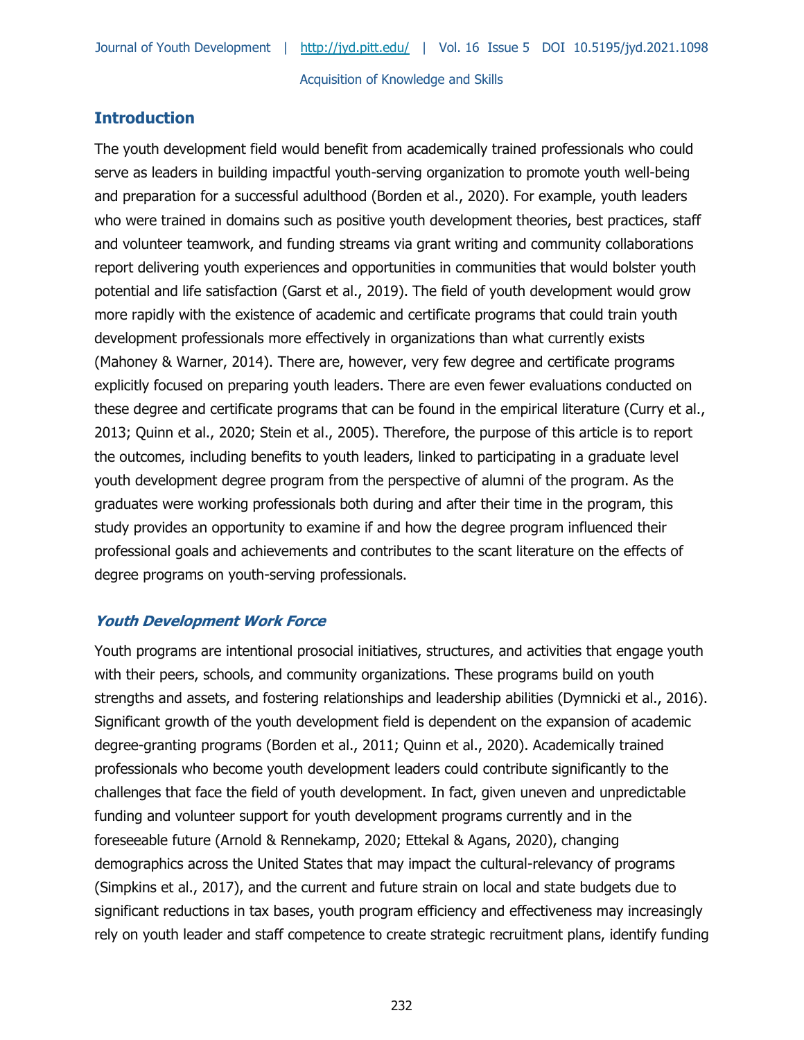## Introduction

The youth development field would benefit from academically trained professionals who could serve as leaders in building impactful youth-serving organization to promote youth well-being and preparation for a successful adulthood (Borden et al., 2020). For example, youth leaders who were trained in domains such as positive youth development theories, best practices, staff and volunteer teamwork, and funding streams via grant writing and community collaborations report delivering youth experiences and opportunities in communities that would bolster youth potential and life satisfaction (Garst et al., 2019). The field of youth development would grow more rapidly with the existence of academic and certificate programs that could train youth development professionals more effectively in organizations than what currently exists (Mahoney & Warner, 2014). There are, however, very few degree and certificate programs explicitly focused on preparing youth leaders. There are even fewer evaluations conducted on these degree and certificate programs that can be found in the empirical literature (Curry et al., 2013; Quinn et al., 2020; Stein et al., 2005). Therefore, the purpose of this article is to report the outcomes, including benefits to youth leaders, linked to participating in a graduate level youth development degree program from the perspective of alumni of the program. As the graduates were working professionals both during and after their time in the program, this study provides an opportunity to examine if and how the degree program influenced their professional goals and achievements and contributes to the scant literature on the effects of degree programs on youth-serving professionals.

### *Youth Development Work Force*

Youth programs are intentional prosocial initiatives, structures, and activities that engage youth with their peers, schools, and community organizations. These programs build on youth strengths and assets, and fostering relationships and leadership abilities (Dymnicki et al., 2016). Significant growth of the youth development field is dependent on the expansion of academic degree-granting programs (Borden et al., 2011; Quinn et al., 2020). Academically trained professionals who become youth development leaders could contribute significantly to the challenges that face the field of youth development. In fact, given uneven and unpredictable funding and volunteer support for youth development programs currently and in the foreseeable future (Arnold & Rennekamp, 2020; Ettekal & Agans, 2020), changing demographics across the United States that may impact the cultural-relevancy of programs (Simpkins et al., 2017), and the current and future strain on local and state budgets due to significant reductions in tax bases, youth program efficiency and effectiveness may increasingly rely on youth leader and staff competence to create strategic recruitment plans, identify funding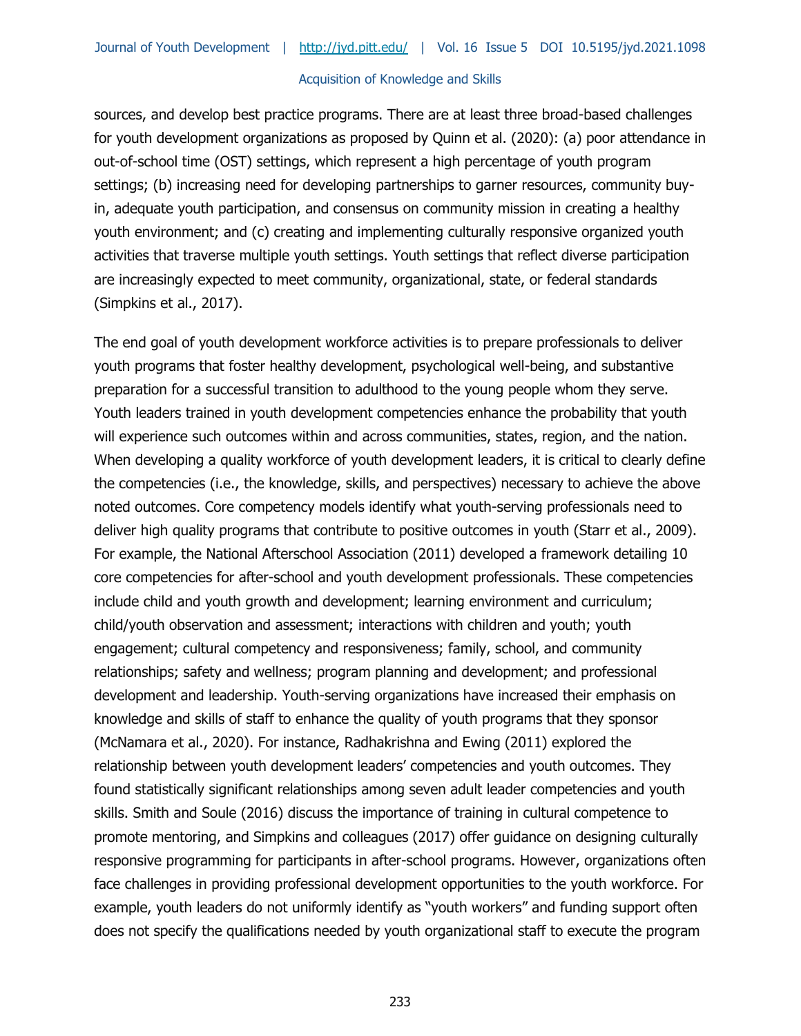sources, and develop best practice programs. There are at least three broad-based challenges for youth development organizations as proposed by Quinn et al. (2020): (a) poor attendance in out-of-school time (OST) settings, which represent a high percentage of youth program settings; (b) increasing need for developing partnerships to garner resources, community buy-in, adequate youth participation, and consensus on community mission in creating a healthy youth environment; and (c) creating and implementing culturally responsive organized youth activities that traverse multiple youth settings. Youth settings that reflect diverse participation are increasingly expected to meet community, organizational, state, or federal standards (Simpkins et al., 2017).

The end goal of youth development workforce activities is to prepare professionals to deliver youth programs that foster healthy development, psychological well-being, and substantive preparation for a successful transition to adulthood to the young people whom they serve. Youth leaders trained in youth development competencies enhance the probability that youth will experience such outcomes within and across communities, states, region, and the nation. When developing a quality workforce of youth development leaders, it is critical to clearly define the competencies (i.e., the knowledge, skills, and perspectives) necessary to achieve the above noted outcomes. Core competency models identify what youth-serving professionals need to deliver high quality programs that contribute to positive outcomes in youth (Starr et al., 2009). For example, the National Afterschool Association (2011) developed a framework detailing 10 core competencies for after-school and youth development professionals. These competencies include child and youth growth and development; learning environment and curriculum; child/youth observation and assessment; interactions with children and youth; youth engagement; cultural competency and responsiveness; family, school, and community relationships; safety and wellness; program planning and development; and professional development and leadership. Youth-serving organizations have increased their emphasis on knowledge and skills of staff to enhance the quality of youth programs that they sponsor (McNamara et al., 2020). For instance, Radhakrishna and Ewing (2011) explored the relationship between youth development leaders' competencies and youth outcomes. They found statistically significant relationships among seven adult leader competencies and youth skills. Smith and Soule (2016) discuss the importance of training in cultural competence to promote mentoring, and Simpkins and colleagues (2017) offer guidance on designing culturally responsive programming for participants in after-school programs. However, organizations often face challenges in providing professional development opportunities to the youth workforce. For example, youth leaders do not uniformly identify as "youth workers" and funding support often does not specify the qualifications needed by youth organizational staff to execute the program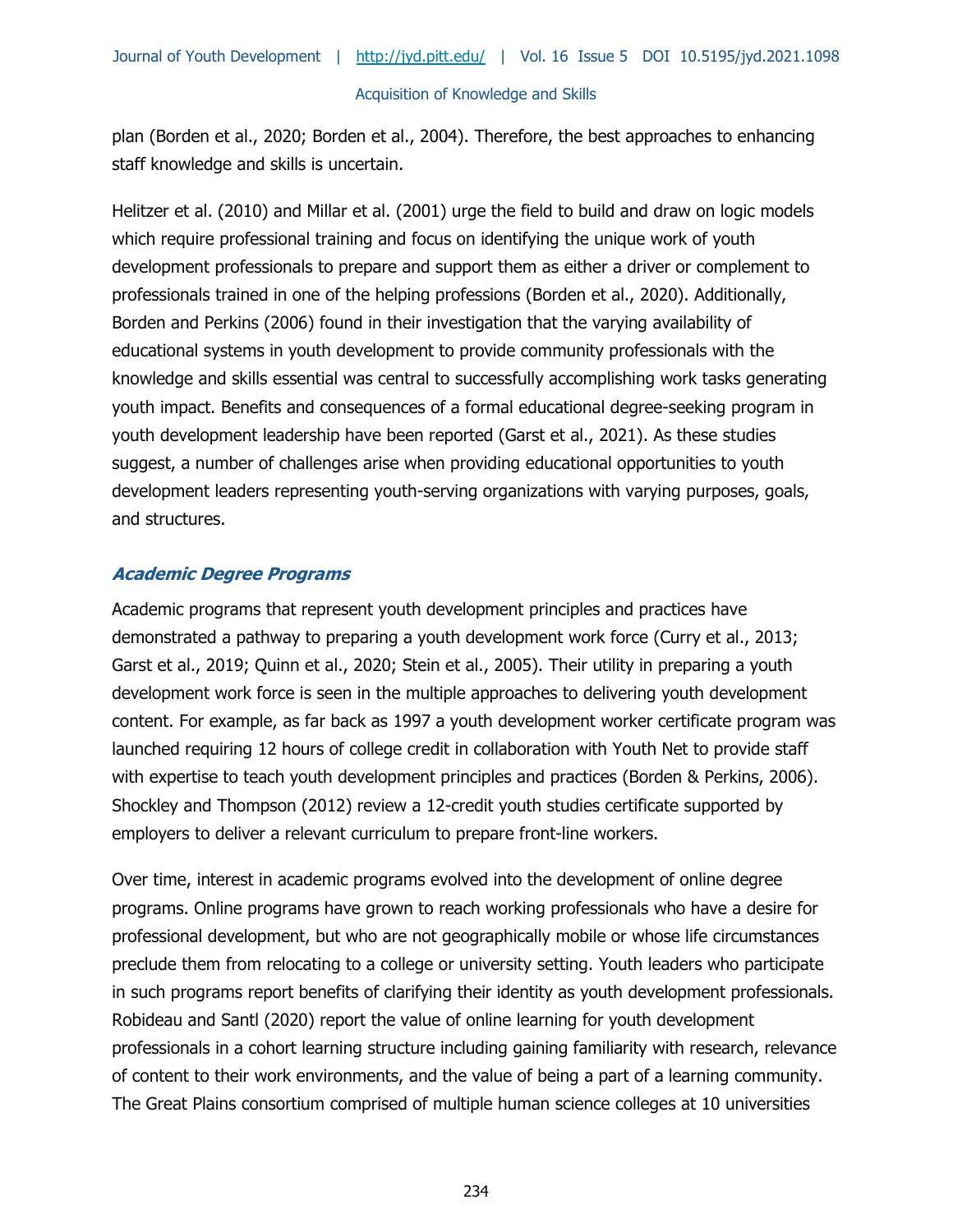plan (Borden et al., 2020; Borden et al., 2004). Therefore, the best approaches to enhancing staff knowledge and skills is uncertain.

Helitzer et al. (2010) and Millar et al. (2001) urge the field to build and draw on logic models which require professional training and focus on identifying the unique work of youth development professionals to prepare and support them as either a driver or complement to professionals trained in one of the helping professions (Borden et al., 2020). Additionally, Borden and Perkins (2006) found in their investigation that the varying availability of educational systems in youth development to provide community professionals with the knowledge and skills essential was central to successfully accomplishing work tasks generating youth impact. Benefits and consequences of a formal educational degree-seeking program in youth development leadership have been reported (Garst et al., 2021). As these studies suggest, a number of challenges arise when providing educational opportunities to youth development leaders representing youth-serving organizations with varying purposes, goals, and structures.

### ***Academic Degree Programs***

Academic programs that represent youth development principles and practices have demonstrated a pathway to preparing a youth development work force (Curry et al., 2013; Garst et al., 2019; Quinn et al., 2020; Stein et al., 2005). Their utility in preparing a youth development work force is seen in the multiple approaches to delivering youth development content. For example, as far back as 1997 a youth development worker certificate program was launched requiring 12 hours of college credit in collaboration with Youth Net to provide staff with expertise to teach youth development principles and practices (Borden & Perkins, 2006). Shockley and Thompson (2012) review a 12-credit youth studies certificate supported by employers to deliver a relevant curriculum to prepare front-line workers.

Over time, interest in academic programs evolved into the development of online degree programs. Online programs have grown to reach working professionals who have a desire for professional development, but who are not geographically mobile or whose life circumstances preclude them from relocating to a college or university setting. Youth leaders who participate in such programs report benefits of clarifying their identity as youth development professionals. Robideau and Santl (2020) report the value of online learning for youth development professionals in a cohort learning structure including gaining familiarity with research, relevance of content to their work environments, and the value of being a part of a learning community. The Great Plains consortium comprised of multiple human science colleges at 10 universities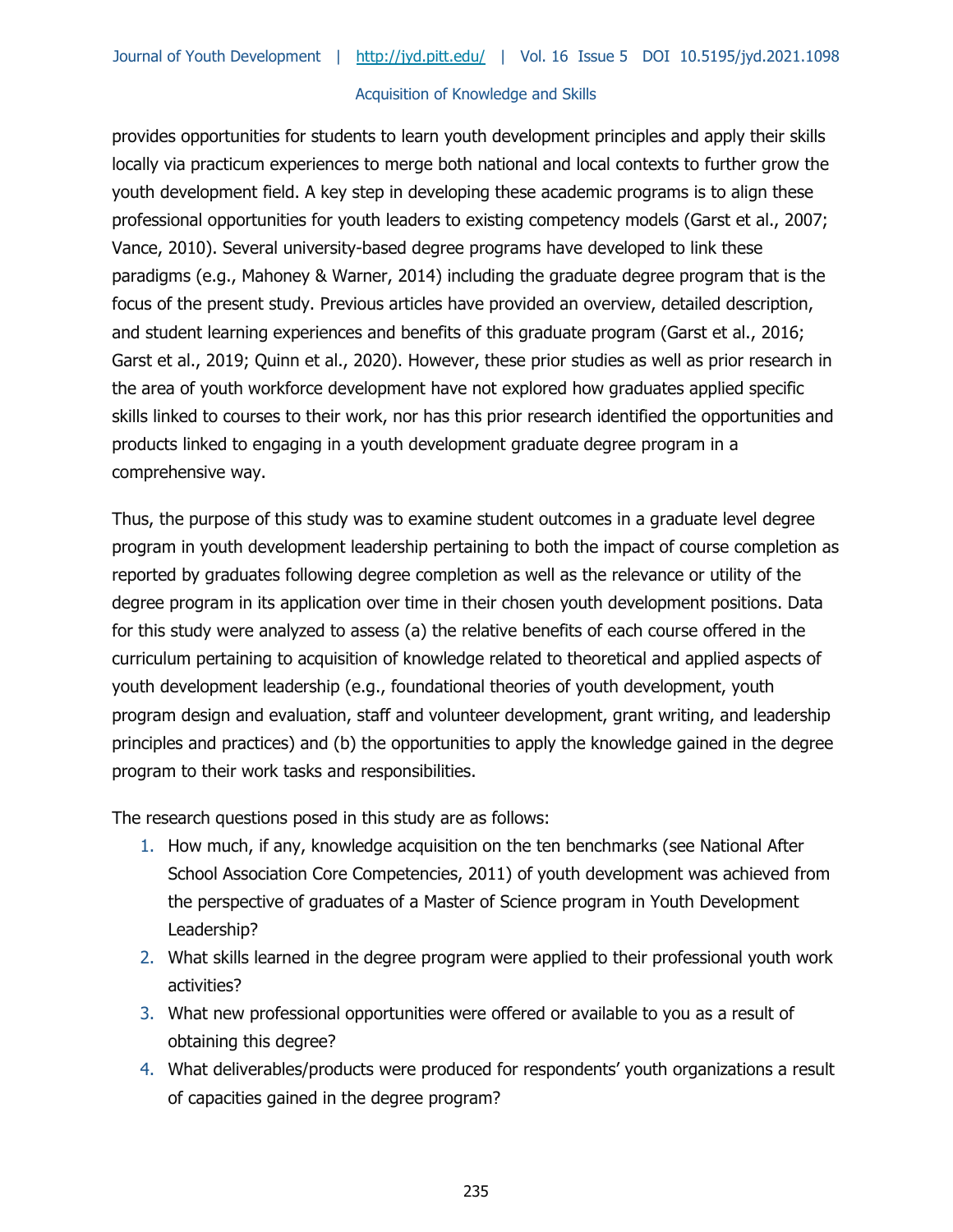provides opportunities for students to learn youth development principles and apply their skills locally via practicum experiences to merge both national and local contexts to further grow the youth development field. A key step in developing these academic programs is to align these professional opportunities for youth leaders to existing competency models (Garst et al., 2007; Vance, 2010). Several university-based degree programs have developed to link these paradigms (e.g., Mahoney & Warner, 2014) including the graduate degree program that is the focus of the present study. Previous articles have provided an overview, detailed description, and student learning experiences and benefits of this graduate program (Garst et al., 2016; Garst et al., 2019; Quinn et al., 2020). However, these prior studies as well as prior research in the area of youth workforce development have not explored how graduates applied specific skills linked to courses to their work, nor has this prior research identified the opportunities and products linked to engaging in a youth development graduate degree program in a comprehensive way.

Thus, the purpose of this study was to examine student outcomes in a graduate level degree program in youth development leadership pertaining to both the impact of course completion as reported by graduates following degree completion as well as the relevance or utility of the degree program in its application over time in their chosen youth development positions. Data for this study were analyzed to assess (a) the relative benefits of each course offered in the curriculum pertaining to acquisition of knowledge related to theoretical and applied aspects of youth development leadership (e.g., foundational theories of youth development, youth program design and evaluation, staff and volunteer development, grant writing, and leadership principles and practices) and (b) the opportunities to apply the knowledge gained in the degree program to their work tasks and responsibilities.

The research questions posed in this study are as follows:

1. How much, if any, knowledge acquisition on the ten benchmarks (see National After School Association Core Competencies, 2011) of youth development was achieved from the perspective of graduates of a Master of Science program in Youth Development Leadership?
2. What skills learned in the degree program were applied to their professional youth work activities?
3. What new professional opportunities were offered or available to you as a result of obtaining this degree?
4. What deliverables/products were produced for respondents' youth organizations a result of capacities gained in the degree program?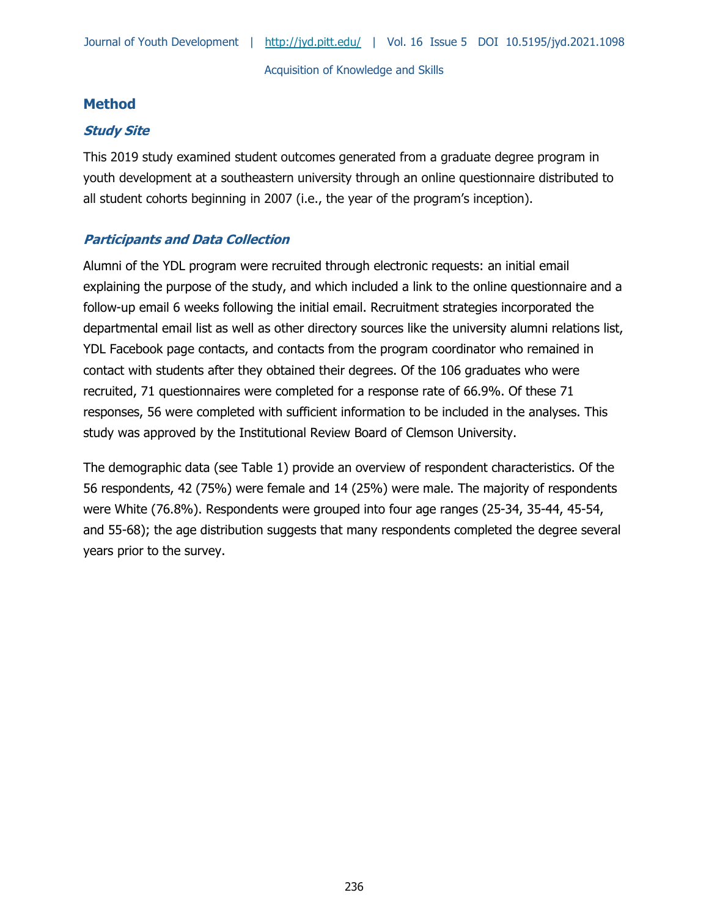## Method

### *Study Site*

This 2019 study examined student outcomes generated from a graduate degree program in youth development at a southeastern university through an online questionnaire distributed to all student cohorts beginning in 2007 (i.e., the year of the program's inception).

### *Participants and Data Collection*

Alumni of the YDL program were recruited through electronic requests: an initial email explaining the purpose of the study, and which included a link to the online questionnaire and a follow-up email 6 weeks following the initial email. Recruitment strategies incorporated the departmental email list as well as other directory sources like the university alumni relations list, YDL Facebook page contacts, and contacts from the program coordinator who remained in contact with students after they obtained their degrees. Of the 106 graduates who were recruited, 71 questionnaires were completed for a response rate of 66.9%. Of these 71 responses, 56 were completed with sufficient information to be included in the analyses. This study was approved by the Institutional Review Board of Clemson University.

The demographic data (see Table 1) provide an overview of respondent characteristics. Of the 56 respondents, 42 (75%) were female and 14 (25%) were male. The majority of respondents were White (76.8%). Respondents were grouped into four age ranges (25-34, 35-44, 45-54, and 55-68); the age distribution suggests that many respondents completed the degree several years prior to the survey.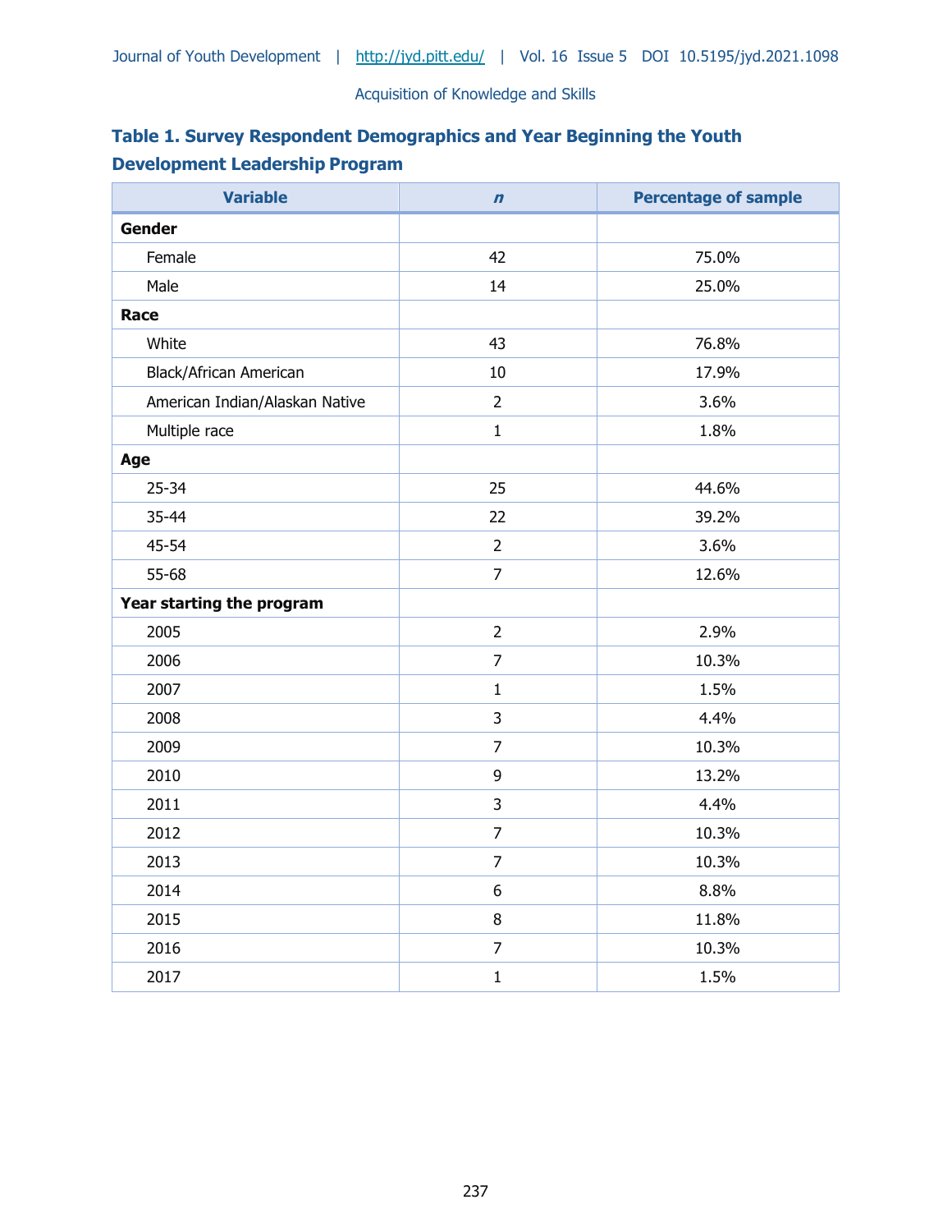**Table 1. Survey Respondent Demographics and Year Beginning the Youth Development Leadership Program**

| Variable | *n* | Percentage of sample |
|---|---|---|
| **Gender** | | |
| Female | 42 | 75.0% |
| Male | 14 | 25.0% |
| **Race** | | |
| White | 43 | 76.8% |
| Black/African American | 10 | 17.9% |
| American Indian/Alaskan Native | 2 | 3.6% |
| Multiple race | 1 | 1.8% |
| **Age** | | |
| 25-34 | 25 | 44.6% |
| 35-44 | 22 | 39.2% |
| 45-54 | 2 | 3.6% |
| 55-68 | 7 | 12.6% |
| **Year starting the program** | | |
| 2005 | 2 | 2.9% |
| 2006 | 7 | 10.3% |
| 2007 | 1 | 1.5% |
| 2008 | 3 | 4.4% |
| 2009 | 7 | 10.3% |
| 2010 | 9 | 13.2% |
| 2011 | 3 | 4.4% |
| 2012 | 7 | 10.3% |
| 2013 | 7 | 10.3% |
| 2014 | 6 | 8.8% |
| 2015 | 8 | 11.8% |
| 2016 | 7 | 10.3% |
| 2017 | 1 | 1.5% |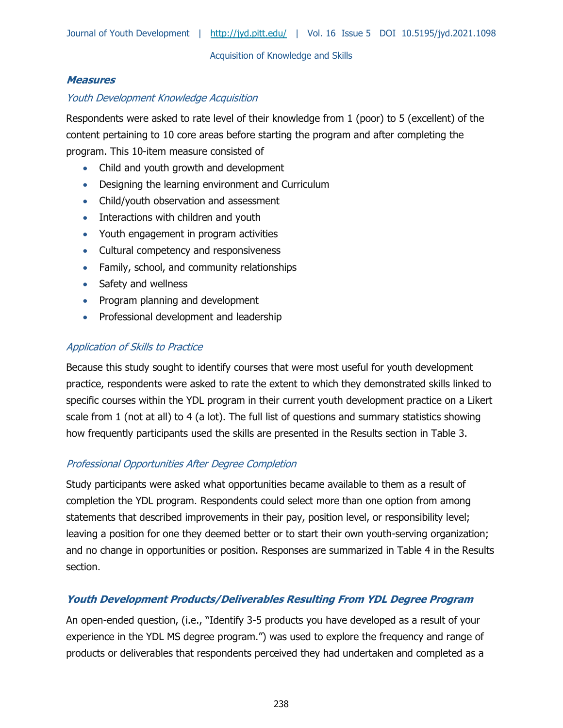### ***Measures***

*Youth Development Knowledge Acquisition*

Respondents were asked to rate level of their knowledge from 1 (poor) to 5 (excellent) of the content pertaining to 10 core areas before starting the program and after completing the program. This 10-item measure consisted of

- Child and youth growth and development
- Designing the learning environment and Curriculum
- Child/youth observation and assessment
- Interactions with children and youth
- Youth engagement in program activities
- Cultural competency and responsiveness
- Family, school, and community relationships
- Safety and wellness
- Program planning and development
- Professional development and leadership

*Application of Skills to Practice*

Because this study sought to identify courses that were most useful for youth development practice, respondents were asked to rate the extent to which they demonstrated skills linked to specific courses within the YDL program in their current youth development practice on a Likert scale from 1 (not at all) to 4 (a lot). The full list of questions and summary statistics showing how frequently participants used the skills are presented in the Results section in Table 3.

*Professional Opportunities After Degree Completion*

Study participants were asked what opportunities became available to them as a result of completion the YDL program. Respondents could select more than one option from among statements that described improvements in their pay, position level, or responsibility level; leaving a position for one they deemed better or to start their own youth-serving organization; and no change in opportunities or position. Responses are summarized in Table 4 in the Results section.

### ***Youth Development Products/Deliverables Resulting From YDL Degree Program***

An open-ended question, (i.e., "Identify 3-5 products you have developed as a result of your experience in the YDL MS degree program.") was used to explore the frequency and range of products or deliverables that respondents perceived they had undertaken and completed as a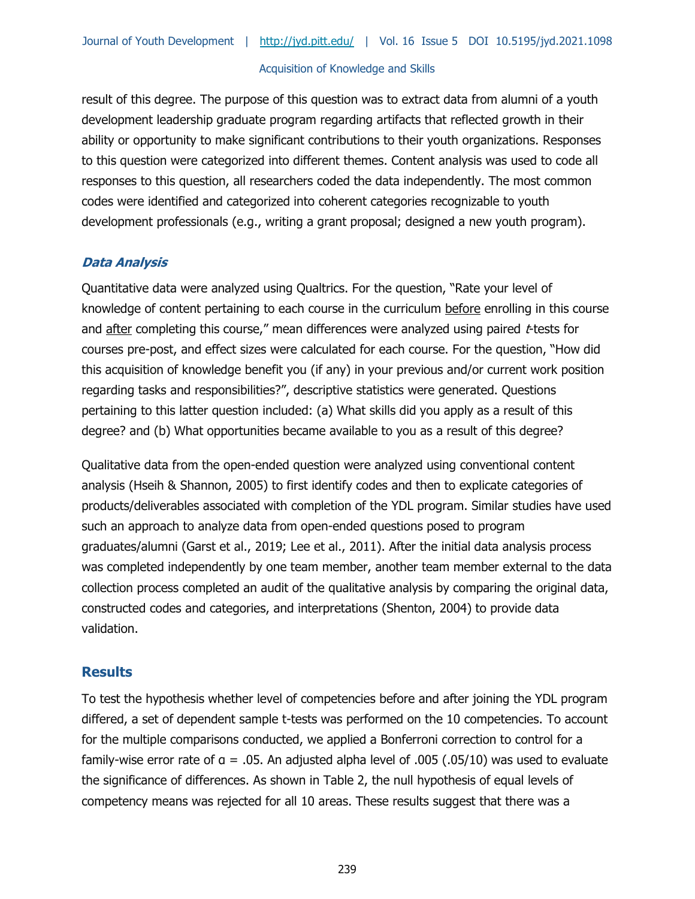result of this degree. The purpose of this question was to extract data from alumni of a youth development leadership graduate program regarding artifacts that reflected growth in their ability or opportunity to make significant contributions to their youth organizations. Responses to this question were categorized into different themes. Content analysis was used to code all responses to this question, all researchers coded the data independently. The most common codes were identified and categorized into coherent categories recognizable to youth development professionals (e.g., writing a grant proposal; designed a new youth program).

### *Data Analysis*

Quantitative data were analyzed using Qualtrics. For the question, "Rate your level of knowledge of content pertaining to each course in the curriculum <u>before</u> enrolling in this course and <u>after</u> completing this course," mean differences were analyzed using paired *t*-tests for courses pre-post, and effect sizes were calculated for each course. For the question, "How did this acquisition of knowledge benefit you (if any) in your previous and/or current work position regarding tasks and responsibilities?", descriptive statistics were generated. Questions pertaining to this latter question included: (a) What skills did you apply as a result of this degree? and (b) What opportunities became available to you as a result of this degree?

Qualitative data from the open-ended question were analyzed using conventional content analysis (Hseih & Shannon, 2005) to first identify codes and then to explicate categories of products/deliverables associated with completion of the YDL program. Similar studies have used such an approach to analyze data from open-ended questions posed to program graduates/alumni (Garst et al., 2019; Lee et al., 2011). After the initial data analysis process was completed independently by one team member, another team member external to the data collection process completed an audit of the qualitative analysis by comparing the original data, constructed codes and categories, and interpretations (Shenton, 2004) to provide data validation.

## Results

To test the hypothesis whether level of competencies before and after joining the YDL program differed, a set of dependent sample t-tests was performed on the 10 competencies. To account for the multiple comparisons conducted, we applied a Bonferroni correction to control for a family-wise error rate of $\alpha = .05$. An adjusted alpha level of .005 (.05/10) was used to evaluate the significance of differences. As shown in Table 2, the null hypothesis of equal levels of competency means was rejected for all 10 areas. These results suggest that there was a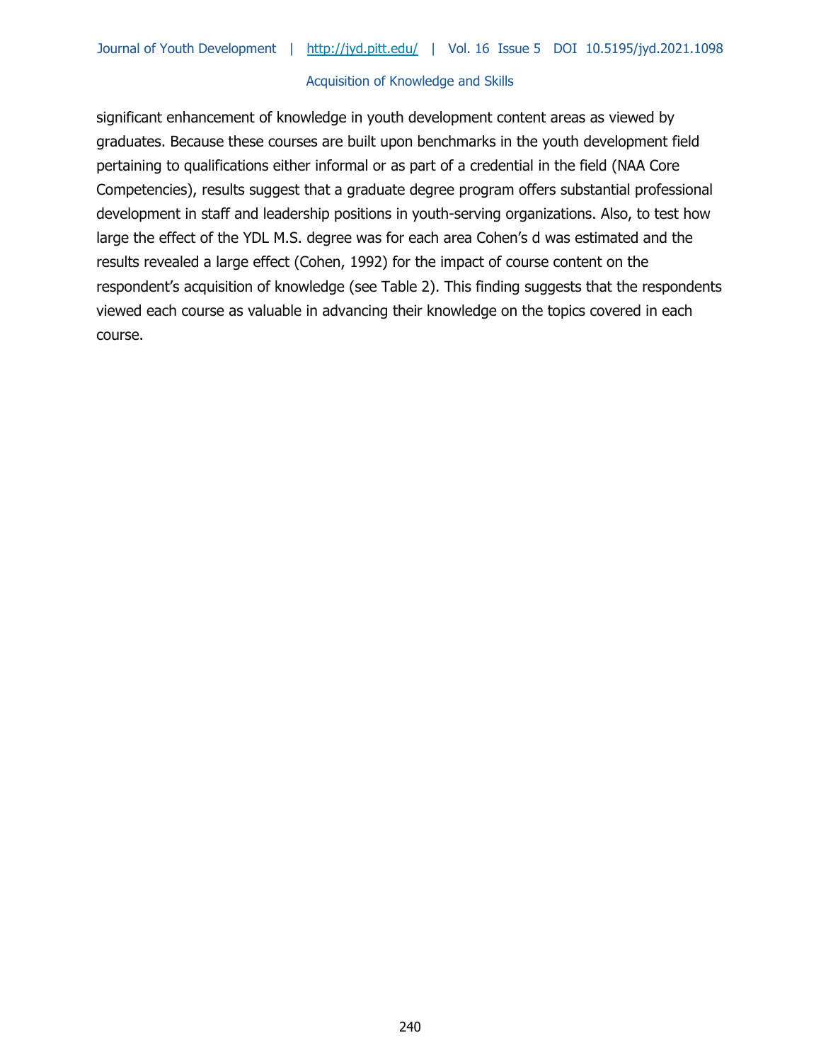significant enhancement of knowledge in youth development content areas as viewed by graduates. Because these courses are built upon benchmarks in the youth development field pertaining to qualifications either informal or as part of a credential in the field (NAA Core Competencies), results suggest that a graduate degree program offers substantial professional development in staff and leadership positions in youth-serving organizations. Also, to test how large the effect of the YDL M.S. degree was for each area Cohen's d was estimated and the results revealed a large effect (Cohen, 1992) for the impact of course content on the respondent's acquisition of knowledge (see Table 2). This finding suggests that the respondents viewed each course as valuable in advancing their knowledge on the topics covered in each course.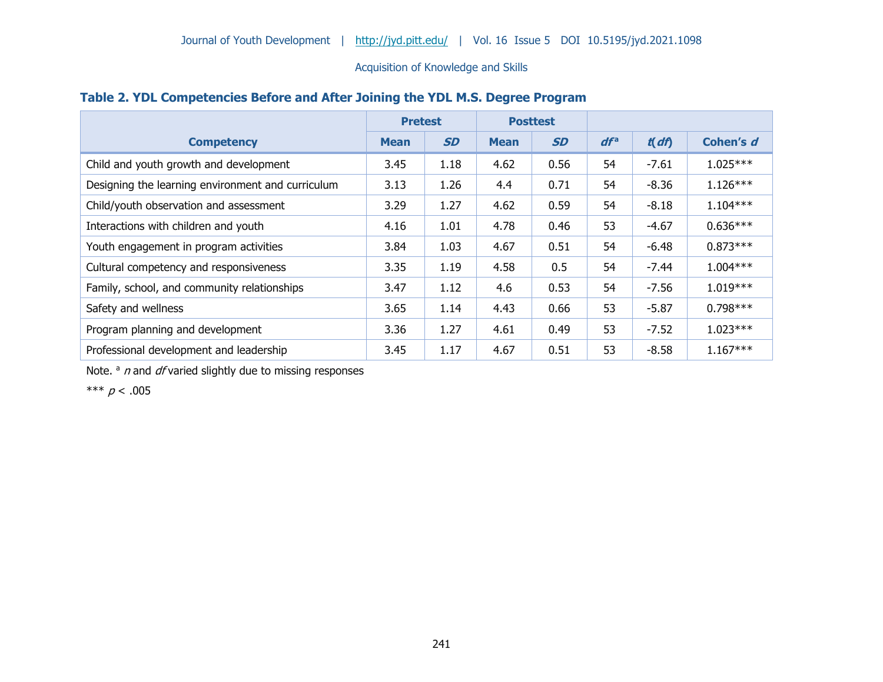**Table 2. YDL Competencies Before and After Joining the YDL M.S. Degree Program**

| Competency | Pretest | | Posttest | | | | |
|---|---|---|---|---|---|---|---|
| | Mean | *SD* | Mean | *SD* | *df* [a] | *t*(*df*) | Cohen's *d* |
| Child and youth growth and development | 3.45 | 1.18 | 4.62 | 0.56 | 54 | -7.61 | 1.025*** |
| Designing the learning environment and curriculum | 3.13 | 1.26 | 4.4 | 0.71 | 54 | -8.36 | 1.126*** |
| Child/youth observation and assessment | 3.29 | 1.27 | 4.62 | 0.59 | 54 | -8.18 | 1.104*** |
| Interactions with children and youth | 4.16 | 1.01 | 4.78 | 0.46 | 53 | -4.67 | 0.636*** |
| Youth engagement in program activities | 3.84 | 1.03 | 4.67 | 0.51 | 54 | -6.48 | 0.873*** |
| Cultural competency and responsiveness | 3.35 | 1.19 | 4.58 | 0.5 | 54 | -7.44 | 1.004*** |
| Family, school, and community relationships | 3.47 | 1.12 | 4.6 | 0.53 | 54 | -7.56 | 1.019*** |
| Safety and wellness | 3.65 | 1.14 | 4.43 | 0.66 | 53 | -5.87 | 0.798*** |
| Program planning and development | 3.36 | 1.27 | 4.61 | 0.49 | 53 | -7.52 | 1.023*** |
| Professional development and leadership | 3.45 | 1.17 | 4.67 | 0.51 | 53 | -8.58 | 1.167*** |

Note. [a] *n* and *df* varied slightly due to missing responses

*** $p < .005$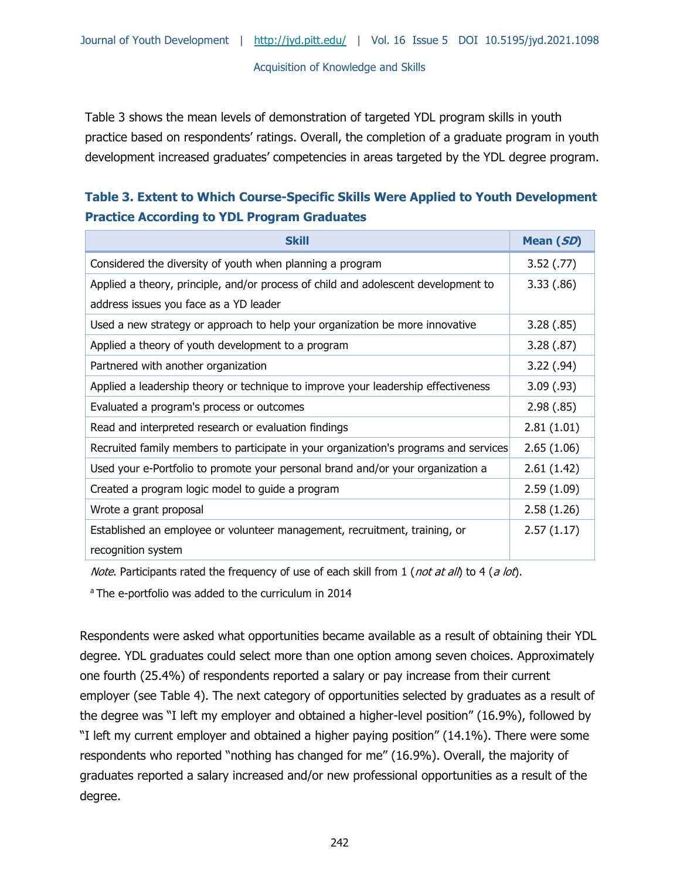Table 3 shows the mean levels of demonstration of targeted YDL program skills in youth practice based on respondents' ratings. Overall, the completion of a graduate program in youth development increased graduates' competencies in areas targeted by the YDL degree program.

### Table 3. Extent to Which Course-Specific Skills Were Applied to Youth Development Practice According to YDL Program Graduates

| Skill | Mean (*SD*) |
|---|---|
| Considered the diversity of youth when planning a program | 3.52 (.77) |
| Applied a theory, principle, and/or process of child and adolescent development to address issues you face as a YD leader | 3.33 (.86) |
| Used a new strategy or approach to help your organization be more innovative | 3.28 (.85) |
| Applied a theory of youth development to a program | 3.28 (.87) |
| Partnered with another organization | 3.22 (.94) |
| Applied a leadership theory or technique to improve your leadership effectiveness | 3.09 (.93) |
| Evaluated a program's process or outcomes | 2.98 (.85) |
| Read and interpreted research or evaluation findings | 2.81 (1.01) |
| Recruited family members to participate in your organization's programs and services | 2.65 (1.06) |
| Used your e-Portfolio to promote your personal brand and/or your organization a | 2.61 (1.42) |
| Created a program logic model to guide a program | 2.59 (1.09) |
| Wrote a grant proposal | 2.58 (1.26) |
| Established an employee or volunteer management, recruitment, training, or recognition system | 2.57 (1.17) |

*Note*. Participants rated the frequency of use of each skill from 1 (*not at all*) to 4 (*a lot*).

[a] The e-portfolio was added to the curriculum in 2014

Respondents were asked what opportunities became available as a result of obtaining their YDL degree. YDL graduates could select more than one option among seven choices. Approximately one fourth (25.4%) of respondents reported a salary or pay increase from their current employer (see Table 4). The next category of opportunities selected by graduates as a result of the degree was "I left my employer and obtained a higher-level position" (16.9%), followed by "I left my current employer and obtained a higher paying position" (14.1%). There were some respondents who reported "nothing has changed for me" (16.9%). Overall, the majority of graduates reported a salary increased and/or new professional opportunities as a result of the degree.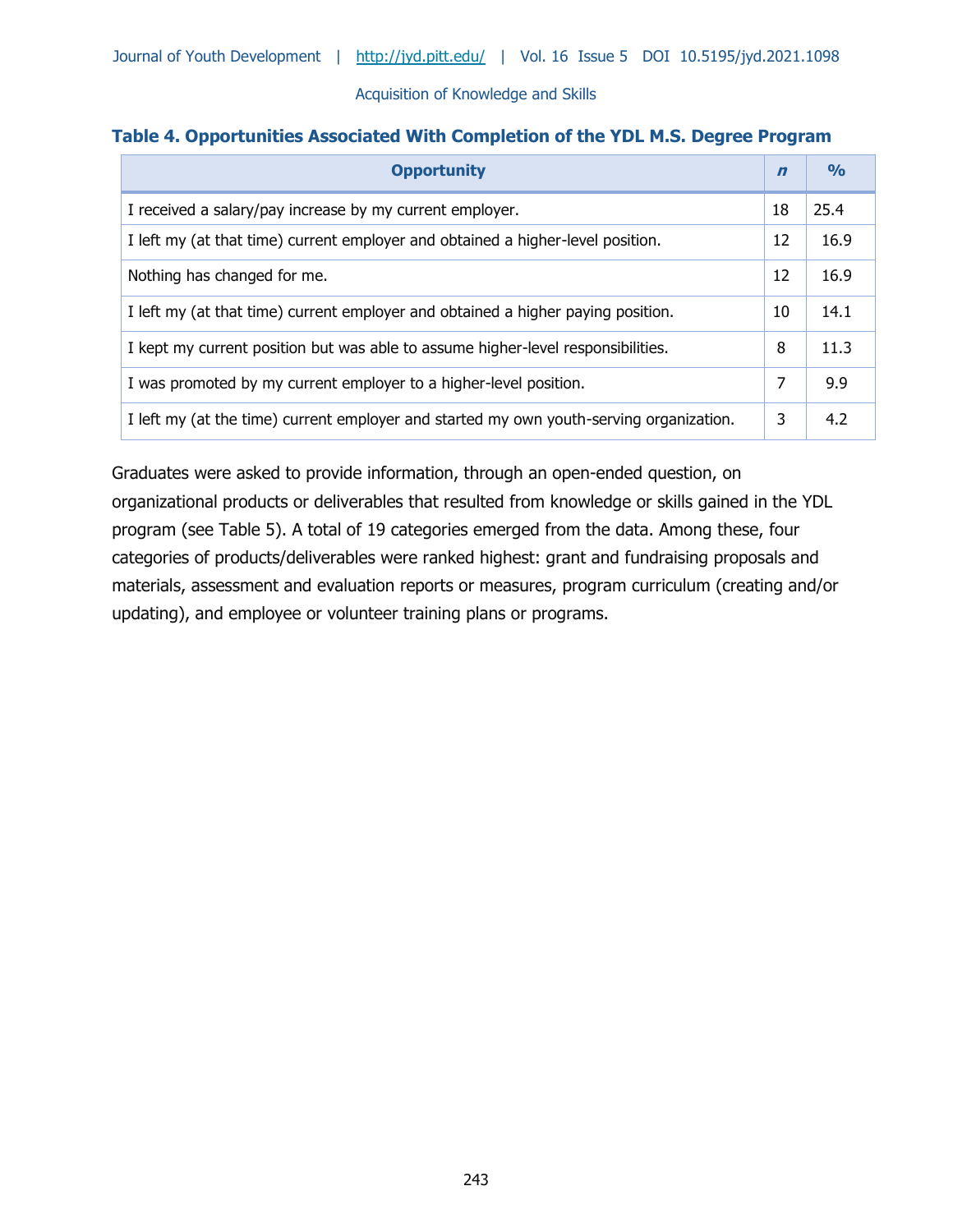**Table 4. Opportunities Associated With Completion of the YDL M.S. Degree Program**

| Opportunity | *n* | % |
|---|---|---|
| I received a salary/pay increase by my current employer. | 18 | 25.4 |
| I left my (at that time) current employer and obtained a higher-level position. | 12 | 16.9 |
| Nothing has changed for me. | 12 | 16.9 |
| I left my (at that time) current employer and obtained a higher paying position. | 10 | 14.1 |
| I kept my current position but was able to assume higher-level responsibilities. | 8 | 11.3 |
| I was promoted by my current employer to a higher-level position. | 7 | 9.9 |
| I left my (at the time) current employer and started my own youth-serving organization. | 3 | 4.2 |

Graduates were asked to provide information, through an open-ended question, on organizational products or deliverables that resulted from knowledge or skills gained in the YDL program (see Table 5). A total of 19 categories emerged from the data. Among these, four categories of products/deliverables were ranked highest: grant and fundraising proposals and materials, assessment and evaluation reports or measures, program curriculum (creating and/or updating), and employee or volunteer training plans or programs.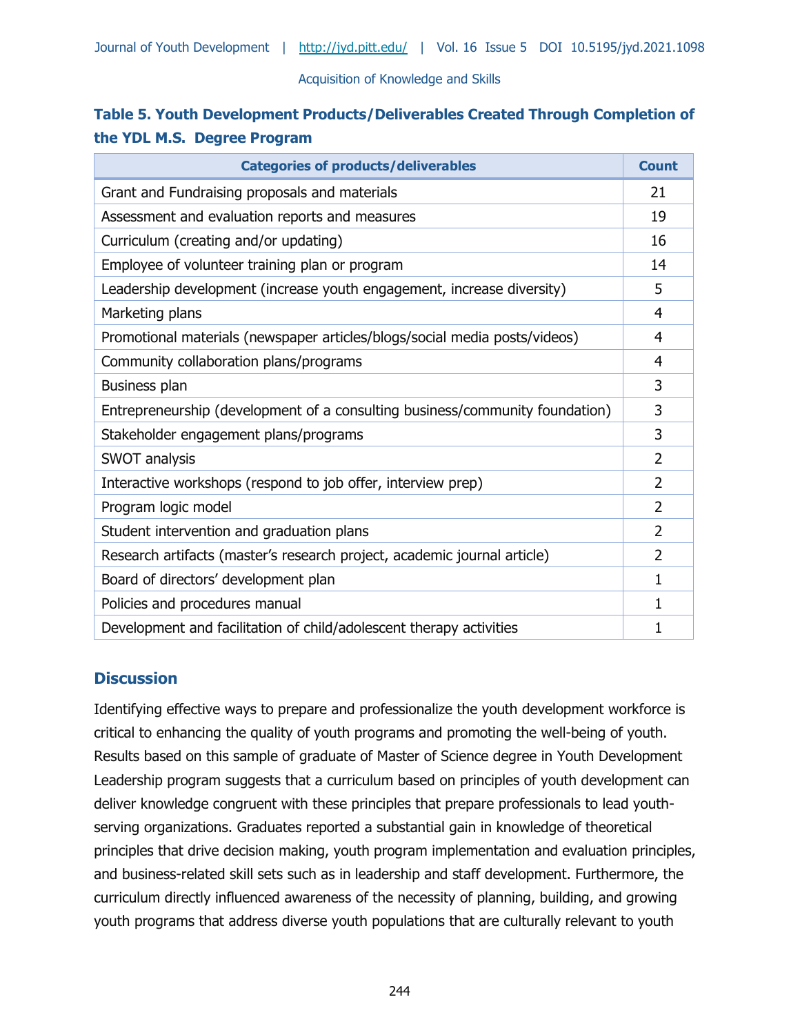**Table 5. Youth Development Products/Deliverables Created Through Completion of the YDL M.S. Degree Program**

| Categories of products/deliverables | Count |
|---|---|
| Grant and Fundraising proposals and materials | 21 |
| Assessment and evaluation reports and measures | 19 |
| Curriculum (creating and/or updating) | 16 |
| Employee of volunteer training plan or program | 14 |
| Leadership development (increase youth engagement, increase diversity) | 5 |
| Marketing plans | 4 |
| Promotional materials (newspaper articles/blogs/social media posts/videos) | 4 |
| Community collaboration plans/programs | 4 |
| Business plan | 3 |
| Entrepreneurship (development of a consulting business/community foundation) | 3 |
| Stakeholder engagement plans/programs | 3 |
| SWOT analysis | 2 |
| Interactive workshops (respond to job offer, interview prep) | 2 |
| Program logic model | 2 |
| Student intervention and graduation plans | 2 |
| Research artifacts (master's research project, academic journal article) | 2 |
| Board of directors' development plan | 1 |
| Policies and procedures manual | 1 |
| Development and facilitation of child/adolescent therapy activities | 1 |

## Discussion

Identifying effective ways to prepare and professionalize the youth development workforce is critical to enhancing the quality of youth programs and promoting the well-being of youth. Results based on this sample of graduate of Master of Science degree in Youth Development Leadership program suggests that a curriculum based on principles of youth development can deliver knowledge congruent with these principles that prepare professionals to lead youth-serving organizations. Graduates reported a substantial gain in knowledge of theoretical principles that drive decision making, youth program implementation and evaluation principles, and business-related skill sets such as in leadership and staff development. Furthermore, the curriculum directly influenced awareness of the necessity of planning, building, and growing youth programs that address diverse youth populations that are culturally relevant to youth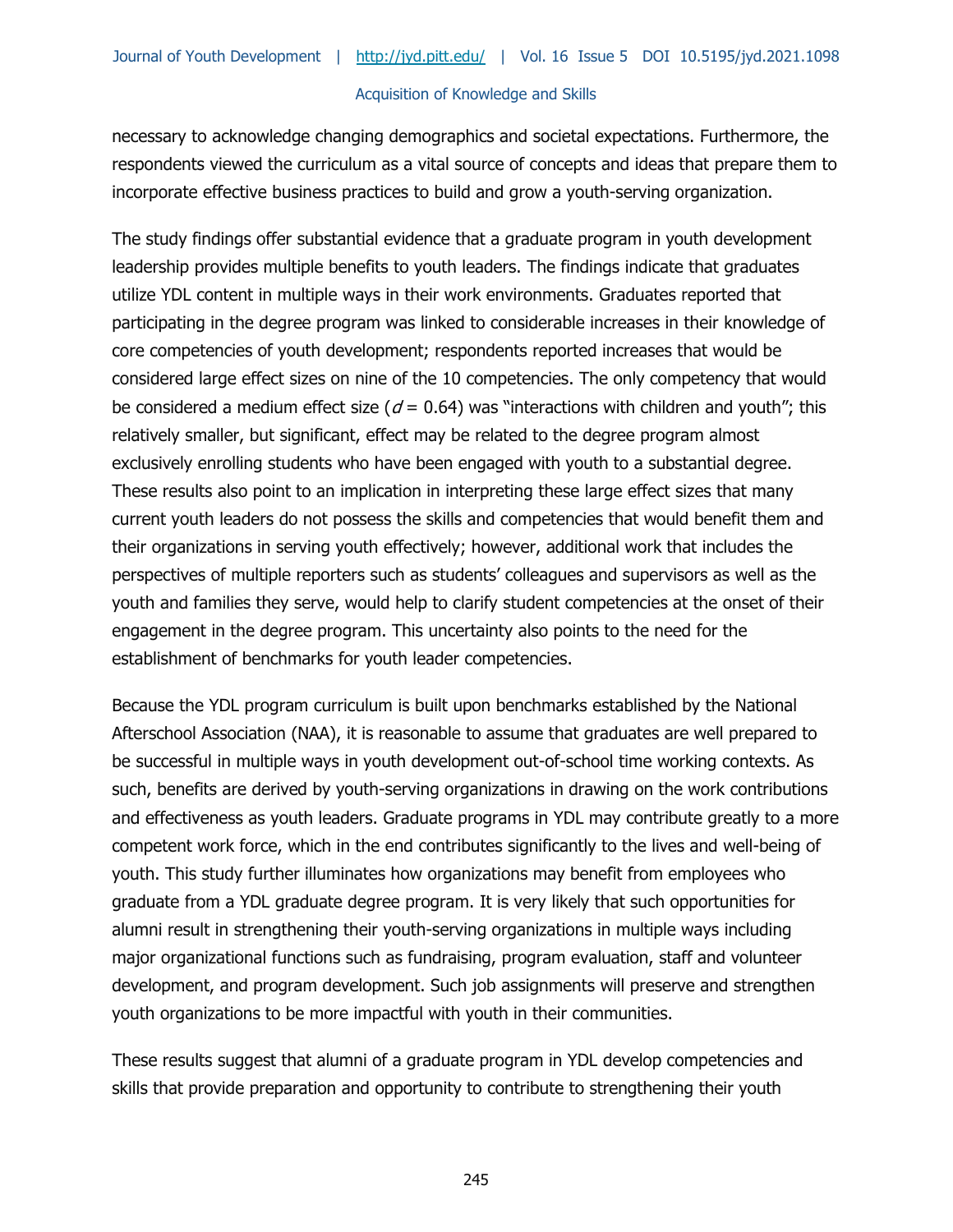necessary to acknowledge changing demographics and societal expectations. Furthermore, the respondents viewed the curriculum as a vital source of concepts and ideas that prepare them to incorporate effective business practices to build and grow a youth-serving organization.

The study findings offer substantial evidence that a graduate program in youth development leadership provides multiple benefits to youth leaders. The findings indicate that graduates utilize YDL content in multiple ways in their work environments. Graduates reported that participating in the degree program was linked to considerable increases in their knowledge of core competencies of youth development; respondents reported increases that would be considered large effect sizes on nine of the 10 competencies. The only competency that would be considered a medium effect size ($d = 0.64$) was "interactions with children and youth"; this relatively smaller, but significant, effect may be related to the degree program almost exclusively enrolling students who have been engaged with youth to a substantial degree. These results also point to an implication in interpreting these large effect sizes that many current youth leaders do not possess the skills and competencies that would benefit them and their organizations in serving youth effectively; however, additional work that includes the perspectives of multiple reporters such as students' colleagues and supervisors as well as the youth and families they serve, would help to clarify student competencies at the onset of their engagement in the degree program. This uncertainty also points to the need for the establishment of benchmarks for youth leader competencies.

Because the YDL program curriculum is built upon benchmarks established by the National Afterschool Association (NAA), it is reasonable to assume that graduates are well prepared to be successful in multiple ways in youth development out-of-school time working contexts. As such, benefits are derived by youth-serving organizations in drawing on the work contributions and effectiveness as youth leaders. Graduate programs in YDL may contribute greatly to a more competent work force, which in the end contributes significantly to the lives and well-being of youth. This study further illuminates how organizations may benefit from employees who graduate from a YDL graduate degree program. It is very likely that such opportunities for alumni result in strengthening their youth-serving organizations in multiple ways including major organizational functions such as fundraising, program evaluation, staff and volunteer development, and program development. Such job assignments will preserve and strengthen youth organizations to be more impactful with youth in their communities.

These results suggest that alumni of a graduate program in YDL develop competencies and skills that provide preparation and opportunity to contribute to strengthening their youth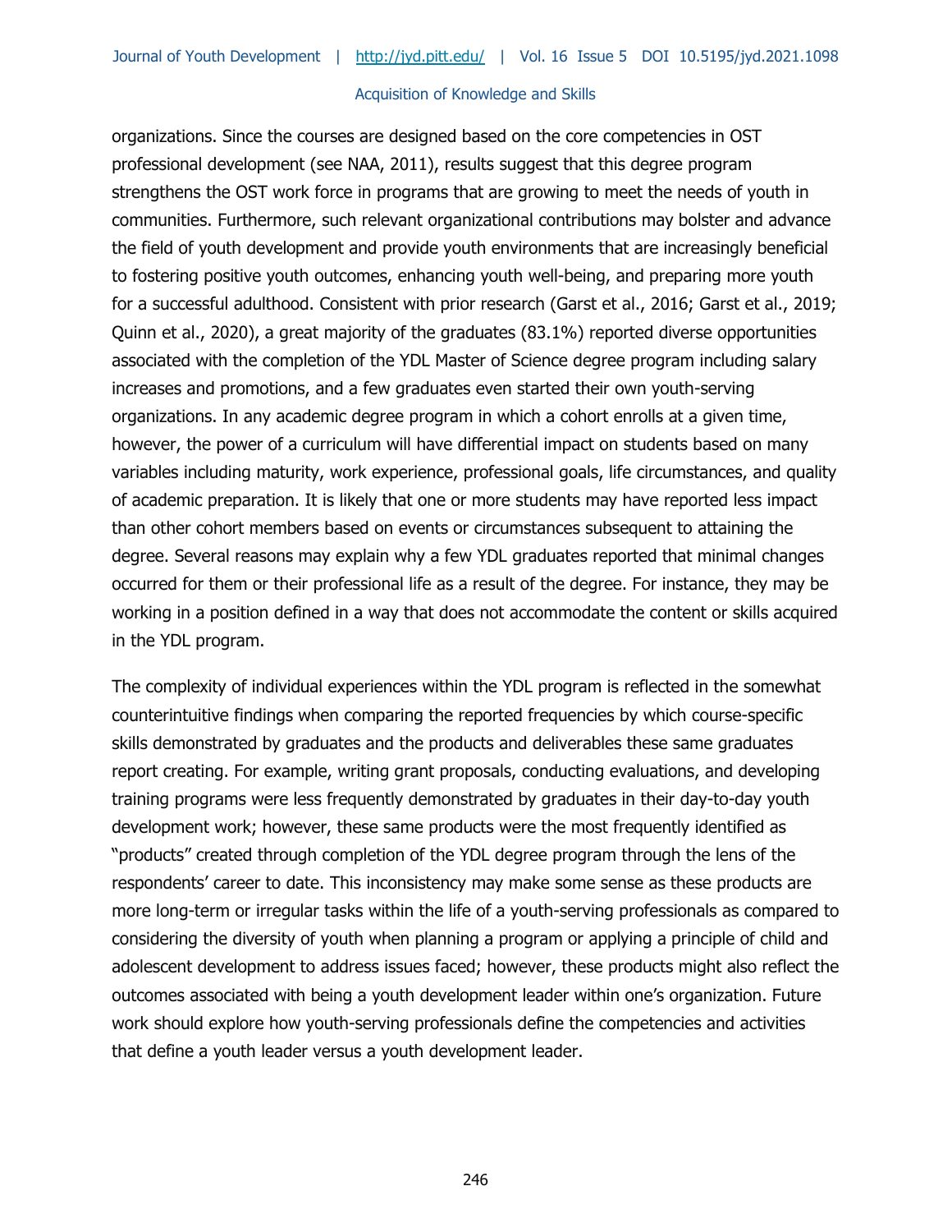organizations. Since the courses are designed based on the core competencies in OST professional development (see NAA, 2011), results suggest that this degree program strengthens the OST work force in programs that are growing to meet the needs of youth in communities. Furthermore, such relevant organizational contributions may bolster and advance the field of youth development and provide youth environments that are increasingly beneficial to fostering positive youth outcomes, enhancing youth well-being, and preparing more youth for a successful adulthood. Consistent with prior research (Garst et al., 2016; Garst et al., 2019; Quinn et al., 2020), a great majority of the graduates (83.1%) reported diverse opportunities associated with the completion of the YDL Master of Science degree program including salary increases and promotions, and a few graduates even started their own youth-serving organizations. In any academic degree program in which a cohort enrolls at a given time, however, the power of a curriculum will have differential impact on students based on many variables including maturity, work experience, professional goals, life circumstances, and quality of academic preparation. It is likely that one or more students may have reported less impact than other cohort members based on events or circumstances subsequent to attaining the degree. Several reasons may explain why a few YDL graduates reported that minimal changes occurred for them or their professional life as a result of the degree. For instance, they may be working in a position defined in a way that does not accommodate the content or skills acquired in the YDL program.

The complexity of individual experiences within the YDL program is reflected in the somewhat counterintuitive findings when comparing the reported frequencies by which course-specific skills demonstrated by graduates and the products and deliverables these same graduates report creating. For example, writing grant proposals, conducting evaluations, and developing training programs were less frequently demonstrated by graduates in their day-to-day youth development work; however, these same products were the most frequently identified as "products" created through completion of the YDL degree program through the lens of the respondents' career to date. This inconsistency may make some sense as these products are more long-term or irregular tasks within the life of a youth-serving professionals as compared to considering the diversity of youth when planning a program or applying a principle of child and adolescent development to address issues faced; however, these products might also reflect the outcomes associated with being a youth development leader within one's organization. Future work should explore how youth-serving professionals define the competencies and activities that define a youth leader versus a youth development leader.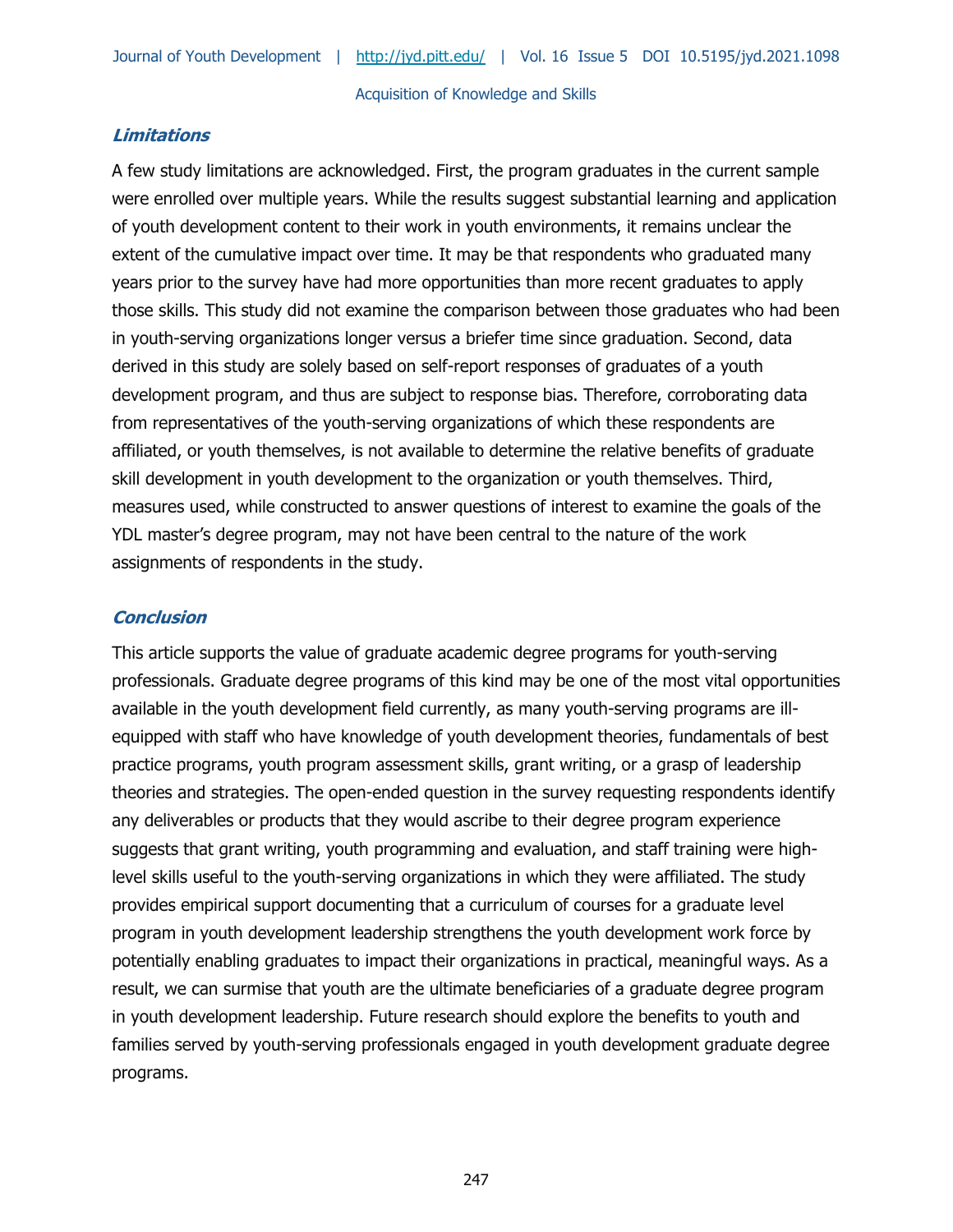### *Limitations*

A few study limitations are acknowledged. First, the program graduates in the current sample were enrolled over multiple years. While the results suggest substantial learning and application of youth development content to their work in youth environments, it remains unclear the extent of the cumulative impact over time. It may be that respondents who graduated many years prior to the survey have had more opportunities than more recent graduates to apply those skills. This study did not examine the comparison between those graduates who had been in youth-serving organizations longer versus a briefer time since graduation. Second, data derived in this study are solely based on self-report responses of graduates of a youth development program, and thus are subject to response bias. Therefore, corroborating data from representatives of the youth-serving organizations of which these respondents are affiliated, or youth themselves, is not available to determine the relative benefits of graduate skill development in youth development to the organization or youth themselves. Third, measures used, while constructed to answer questions of interest to examine the goals of the YDL master's degree program, may not have been central to the nature of the work assignments of respondents in the study.

### *Conclusion*

This article supports the value of graduate academic degree programs for youth-serving professionals. Graduate degree programs of this kind may be one of the most vital opportunities available in the youth development field currently, as many youth-serving programs are ill-equipped with staff who have knowledge of youth development theories, fundamentals of best practice programs, youth program assessment skills, grant writing, or a grasp of leadership theories and strategies. The open-ended question in the survey requesting respondents identify any deliverables or products that they would ascribe to their degree program experience suggests that grant writing, youth programming and evaluation, and staff training were high-level skills useful to the youth-serving organizations in which they were affiliated. The study provides empirical support documenting that a curriculum of courses for a graduate level program in youth development leadership strengthens the youth development work force by potentially enabling graduates to impact their organizations in practical, meaningful ways. As a result, we can surmise that youth are the ultimate beneficiaries of a graduate degree program in youth development leadership. Future research should explore the benefits to youth and families served by youth-serving professionals engaged in youth development graduate degree programs.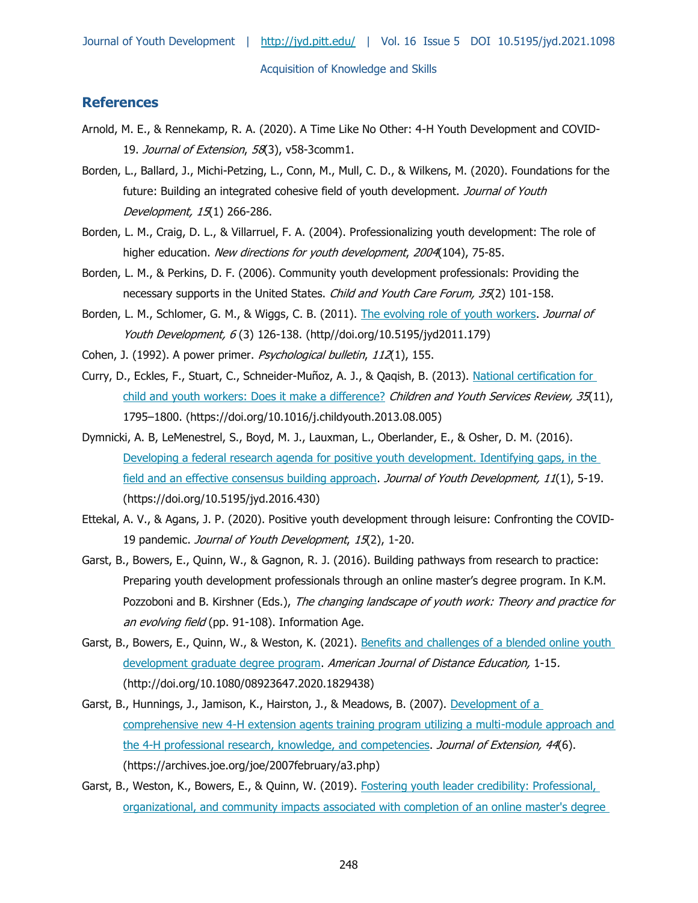## References

Arnold, M. E., & Rennekamp, R. A. (2020). A Time Like No Other: 4-H Youth Development and COVID-19. *Journal of Extension*, *58*(3), v58-3comm1.

Borden, L., Ballard, J., Michi-Petzing, L., Conn, M., Mull, C. D., & Wilkens, M. (2020). Foundations for the future: Building an integrated cohesive field of youth development. *Journal of Youth Development, 15*(1) 266-286.

Borden, L. M., Craig, D. L., & Villarruel, F. A. (2004). Professionalizing youth development: The role of higher education. *New directions for youth development*, *2004*(104), 75-85.

Borden, L. M., & Perkins, D. F. (2006). Community youth development professionals: Providing the necessary supports in the United States. *Child and Youth Care Forum, 35*(2) 101-158.

Borden, L. M., Schlomer, G. M., & Wiggs, C. B. (2011). The evolving role of youth workers. *Journal of Youth Development, 6* (3) 126-138. (http//doi.org/10.5195/jyd2011.179)

Cohen, J. (1992). A power primer. *Psychological bulletin*, *112*(1), 155.

Curry, D., Eckles, F., Stuart, C., Schneider-Muñoz, A. J., & Qaqish, B. (2013). National certification for child and youth workers: Does it make a difference? *Children and Youth Services Review, 35*(11), 1795–1800. (https://doi.org/10.1016/j.childyouth.2013.08.005)

Dymnicki, A. B, LeMenestrel, S., Boyd, M. J., Lauxman, L., Oberlander, E., & Osher, D. M. (2016). Developing a federal research agenda for positive youth development. Identifying gaps, in the field and an effective consensus building approach. *Journal of Youth Development, 11*(1), 5-19. (https://doi.org/10.5195/jyd.2016.430)

Ettekal, A. V., & Agans, J. P. (2020). Positive youth development through leisure: Confronting the COVID-19 pandemic. *Journal of Youth Development*, *15*(2), 1-20.

Garst, B., Bowers, E., Quinn, W., & Gagnon, R. J. (2016). Building pathways from research to practice: Preparing youth development professionals through an online master's degree program. In K.M. Pozzoboni and B. Kirshner (Eds.), *The changing landscape of youth work: Theory and practice for an evolving field* (pp. 91-108). Information Age.

Garst, B., Bowers, E., Quinn, W., & Weston, K. (2021). Benefits and challenges of a blended online youth development graduate degree program. *American Journal of Distance Education,* 1-15. (http://doi.org/10.1080/08923647.2020.1829438)

Garst, B., Hunnings, J., Jamison, K., Hairston, J., & Meadows, B. (2007). Development of a comprehensive new 4-H extension agents training program utilizing a multi-module approach and the 4-H professional research, knowledge, and competencies. *Journal of Extension, 44*(6). (https://archives.joe.org/joe/2007february/a3.php)

Garst, B., Weston, K., Bowers, E., & Quinn, W. (2019). Fostering youth leader credibility: Professional, organizational, and community impacts associated with completion of an online master's degree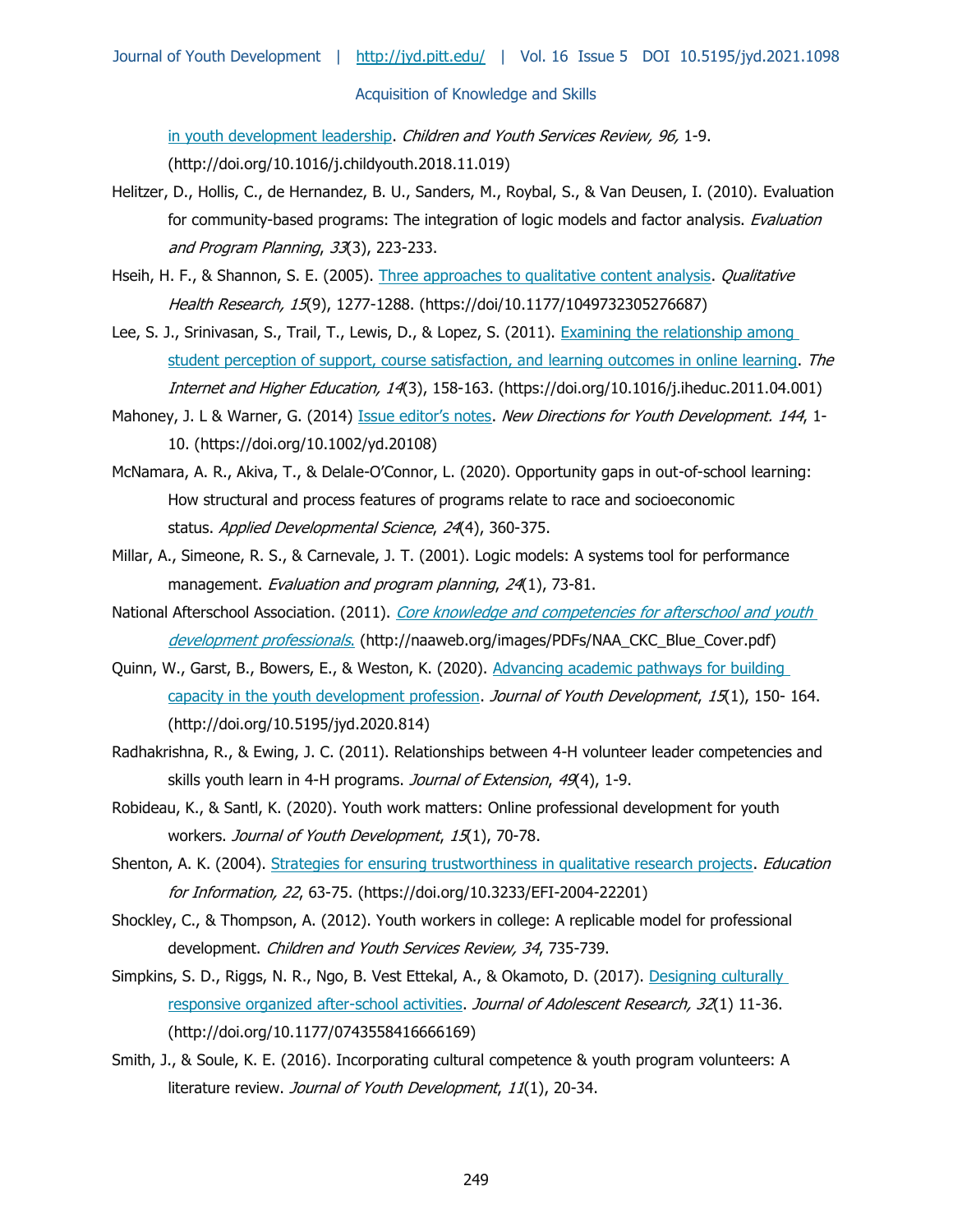in youth development leadership. *Children and Youth Services Review, 96,* 1-9. (http://doi.org/10.1016/j.childyouth.2018.11.019)

Helitzer, D., Hollis, C., de Hernandez, B. U., Sanders, M., Roybal, S., & Van Deusen, I. (2010). Evaluation for community-based programs: The integration of logic models and factor analysis. *Evaluation and Program Planning*, *33*(3), 223-233.

Hseih, H. F., & Shannon, S. E. (2005). Three approaches to qualitative content analysis. *Qualitative Health Research, 15*(9), 1277-1288. (https://doi/10.1177/1049732305276687)

Lee, S. J., Srinivasan, S., Trail, T., Lewis, D., & Lopez, S. (2011). Examining the relationship among student perception of support, course satisfaction, and learning outcomes in online learning. *The Internet and Higher Education, 14*(3), 158-163. (https://doi.org/10.1016/j.iheduc.2011.04.001)

Mahoney, J. L & Warner, G. (2014) Issue editor's notes. *New Directions for Youth Development. 144*, 1-10. (https://doi.org/10.1002/yd.20108)

McNamara, A. R., Akiva, T., & Delale-O'Connor, L. (2020). Opportunity gaps in out-of-school learning: How structural and process features of programs relate to race and socioeconomic status. *Applied Developmental Science*, *24*(4), 360-375.

Millar, A., Simeone, R. S., & Carnevale, J. T. (2001). Logic models: A systems tool for performance management. *Evaluation and program planning*, *24*(1), 73-81.

National Afterschool Association. (2011). *Core knowledge and competencies for afterschool and youth development professionals.* (http://naaweb.org/images/PDFs/NAA_CKC_Blue_Cover.pdf)

Quinn, W., Garst, B., Bowers, E., & Weston, K. (2020). Advancing academic pathways for building capacity in the youth development profession. *Journal of Youth Development*, *15*(1), 150- 164. (http://doi.org/10.5195/jyd.2020.814)

Radhakrishna, R., & Ewing, J. C. (2011). Relationships between 4-H volunteer leader competencies and skills youth learn in 4-H programs. *Journal of Extension*, *49*(4), 1-9.

Robideau, K., & Santl, K. (2020). Youth work matters: Online professional development for youth workers. *Journal of Youth Development*, *15*(1), 70-78.

Shenton, A. K. (2004). Strategies for ensuring trustworthiness in qualitative research projects. *Education for Information, 22*, 63-75. (https://doi.org/10.3233/EFI-2004-22201)

Shockley, C., & Thompson, A. (2012). Youth workers in college: A replicable model for professional development. *Children and Youth Services Review, 34*, 735-739.

Simpkins, S. D., Riggs, N. R., Ngo, B. Vest Ettekal, A., & Okamoto, D. (2017). Designing culturally responsive organized after-school activities. *Journal of Adolescent Research, 32*(1) 11-36. (http://doi.org/10.1177/0743558416666169)

Smith, J., & Soule, K. E. (2016). Incorporating cultural competence & youth program volunteers: A literature review. *Journal of Youth Development*, *11*(1), 20-34.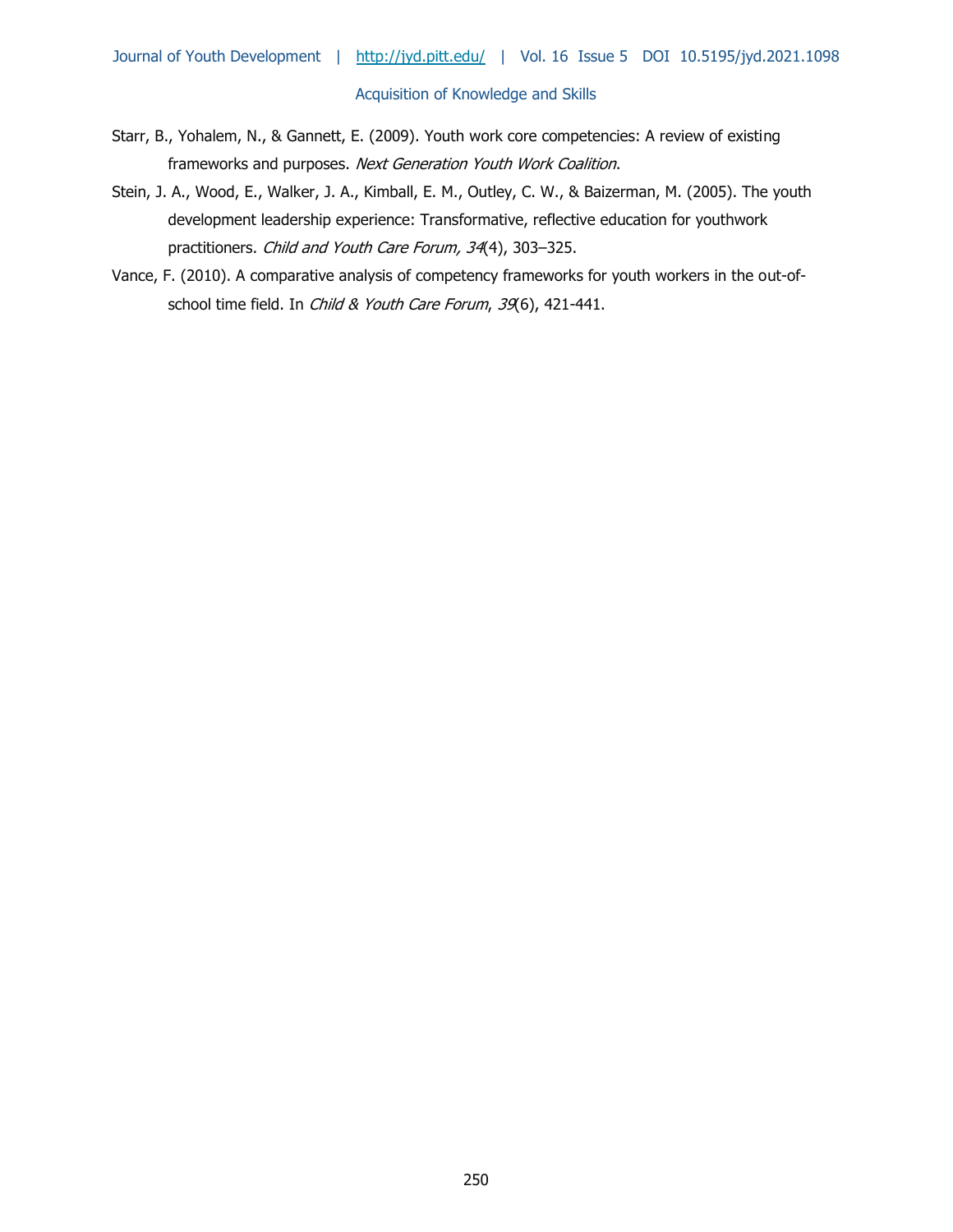Starr, B., Yohalem, N., & Gannett, E. (2009). Youth work core competencies: A review of existing frameworks and purposes. *Next Generation Youth Work Coalition*.

Stein, J. A., Wood, E., Walker, J. A., Kimball, E. M., Outley, C. W., & Baizerman, M. (2005). The youth development leadership experience: Transformative, reflective education for youthwork practitioners. *Child and Youth Care Forum, 34*(4), 303–325.

Vance, F. (2010). A comparative analysis of competency frameworks for youth workers in the out-of-school time field. In *Child & Youth Care Forum*, *39*(6), 421-441.